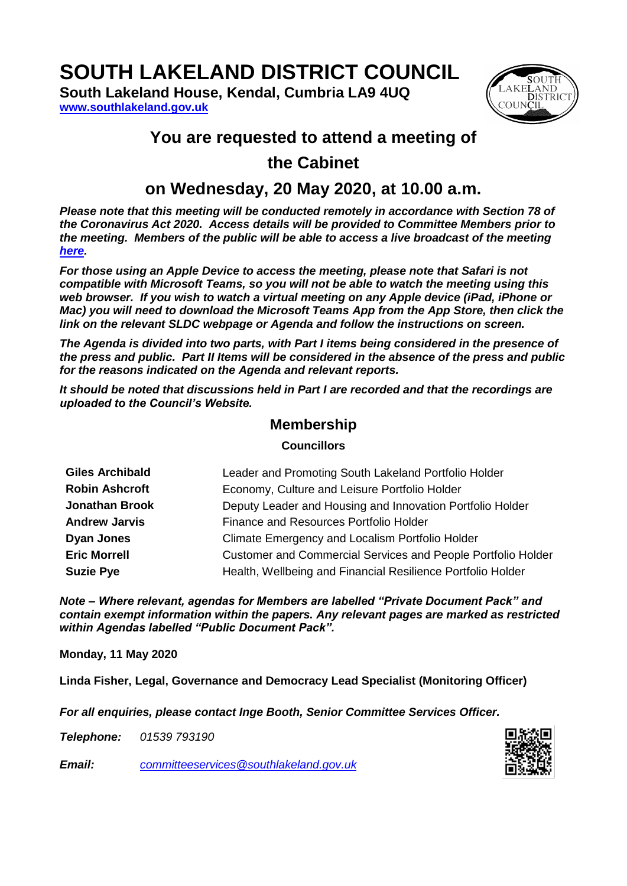# SOUTH LAKELAND DISTRICT COUNCIL

**South Lakeland House, Kendal, Cumbria LA9 4UQ**
**[www.southlakeland.gov.uk](http://www.southlakeland.gov.uk)**

## You are requested to attend a meeting of the Cabinet

## on Wednesday, 20 May 2020, at 10.00 a.m.

***Please note that this meeting will be conducted remotely in accordance with Section 78 of the Coronavirus Act 2020. Access details will be provided to Committee Members prior to the meeting. Members of the public will be able to access a live broadcast of the meeting [here](#).***

***For those using an Apple Device to access the meeting, please note that Safari is not compatible with Microsoft Teams, so you will not be able to watch the meeting using this web browser. If you wish to watch a virtual meeting on any Apple device (iPad, iPhone or Mac) you will need to download the Microsoft Teams App from the App Store, then click the link on the relevant SLDC webpage or Agenda and follow the instructions on screen.***

***The Agenda is divided into two parts, with Part I items being considered in the presence of the press and public. Part II Items will be considered in the absence of the press and public for the reasons indicated on the Agenda and relevant reports.***

***It should be noted that discussions held in Part I are recorded and that the recordings are uploaded to the Council's Website.***

## Membership

**Councillors**

| | |
|---|---|
| **Giles Archibald** | Leader and Promoting South Lakeland Portfolio Holder |
| **Robin Ashcroft** | Economy, Culture and Leisure Portfolio Holder |
| **Jonathan Brook** | Deputy Leader and Housing and Innovation Portfolio Holder |
| **Andrew Jarvis** | Finance and Resources Portfolio Holder |
| **Dyan Jones** | Climate Emergency and Localism Portfolio Holder |
| **Eric Morrell** | Customer and Commercial Services and People Portfolio Holder |
| **Suzie Pye** | Health, Wellbeing and Financial Resilience Portfolio Holder |

***Note – Where relevant, agendas for Members are labelled "Private Document Pack" and contain exempt information within the papers. Any relevant pages are marked as restricted within Agendas labelled "Public Document Pack".***

**Monday, 11 May 2020**

**Linda Fisher, Legal, Governance and Democracy Lead Specialist (Monitoring Officer)**

***For all enquiries, please contact Inge Booth, Senior Committee Services Officer.***

***Telephone:*** *01539 793190*

***Email:*** *[committeeservices@southlakeland.gov.uk](mailto:committeeservices@southlakeland.gov.uk)*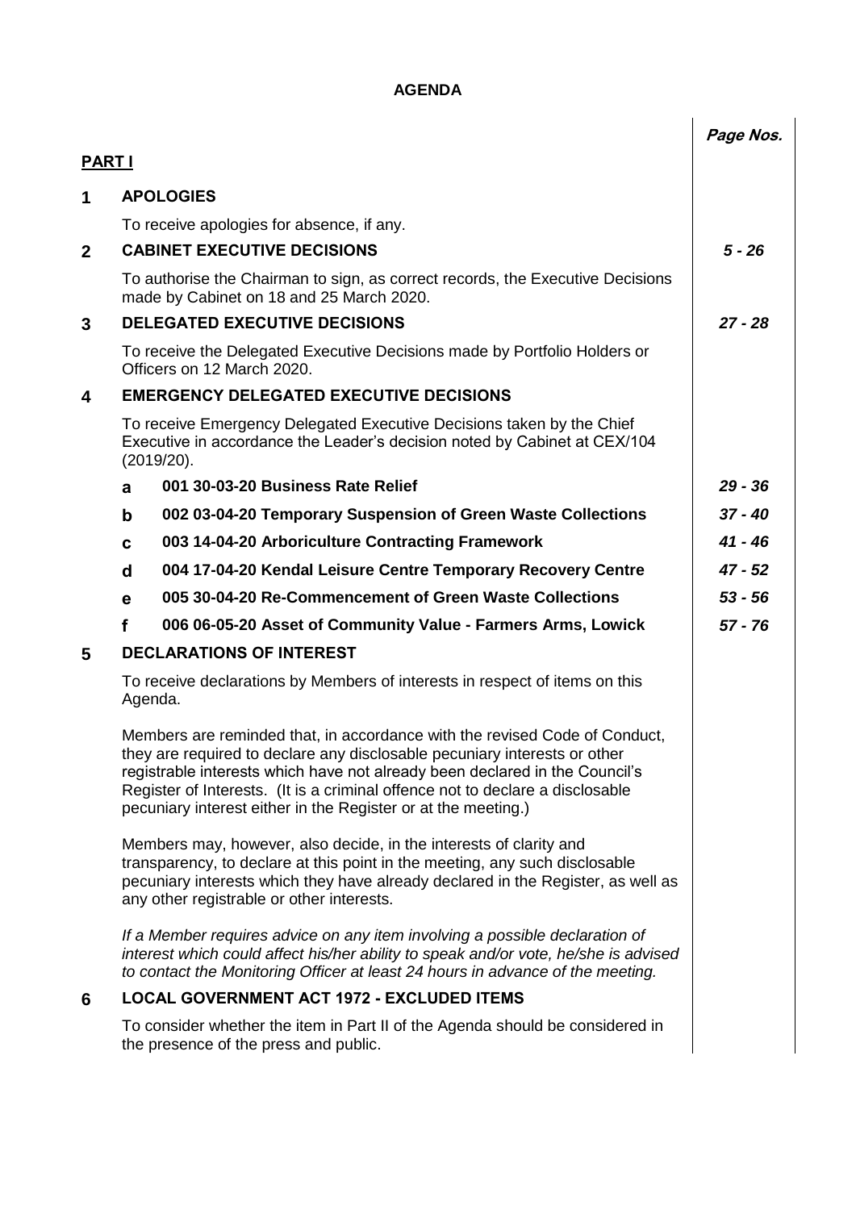# AGENDA

| | | | Page Nos. |
|---|---|---|---|
| **PART I** | | | |
| **1** | **APOLOGIES** | | |
| | To receive apologies for absence, if any. | | |
| **2** | **CABINET EXECUTIVE DECISIONS** | | *5 - 26* |
| | To authorise the Chairman to sign, as correct records, the Executive Decisions made by Cabinet on 18 and 25 March 2020. | | |
| **3** | **DELEGATED EXECUTIVE DECISIONS** | | *27 - 28* |
| | To receive the Delegated Executive Decisions made by Portfolio Holders or Officers on 12 March 2020. | | |
| **4** | **EMERGENCY DELEGATED EXECUTIVE DECISIONS** | | |
| | To receive Emergency Delegated Executive Decisions taken by the Chief Executive in accordance the Leader's decision noted by Cabinet at CEX/104 (2019/20). | | |
| | **a** | **001 30-03-20 Business Rate Relief** | *29 - 36* |
| | **b** | **002 03-04-20 Temporary Suspension of Green Waste Collections** | *37 - 40* |
| | **c** | **003 14-04-20 Arboriculture Contracting Framework** | *41 - 46* |
| | **d** | **004 17-04-20 Kendal Leisure Centre Temporary Recovery Centre** | *47 - 52* |
| | **e** | **005 30-04-20 Re-Commencement of Green Waste Collections** | *53 - 56* |
| | **f** | **006 06-05-20 Asset of Community Value - Farmers Arms, Lowick** | *57 - 76* |
| **5** | **DECLARATIONS OF INTEREST** | | |

To receive declarations by Members of interests in respect of items on this Agenda.

Members are reminded that, in accordance with the revised Code of Conduct, they are required to declare any disclosable pecuniary interests or other registrable interests which have not already been declared in the Council's Register of Interests. (It is a criminal offence not to declare a disclosable pecuniary interest either in the Register or at the meeting.)

Members may, however, also decide, in the interests of clarity and transparency, to declare at this point in the meeting, any such disclosable pecuniary interests which they have already declared in the Register, as well as any other registrable or other interests.

*If a Member requires advice on any item involving a possible declaration of interest which could affect his/her ability to speak and/or vote, he/she is advised to contact the Monitoring Officer at least 24 hours in advance of the meeting.*

**6 LOCAL GOVERNMENT ACT 1972 - EXCLUDED ITEMS**

To consider whether the item in Part II of the Agenda should be considered in the presence of the press and public.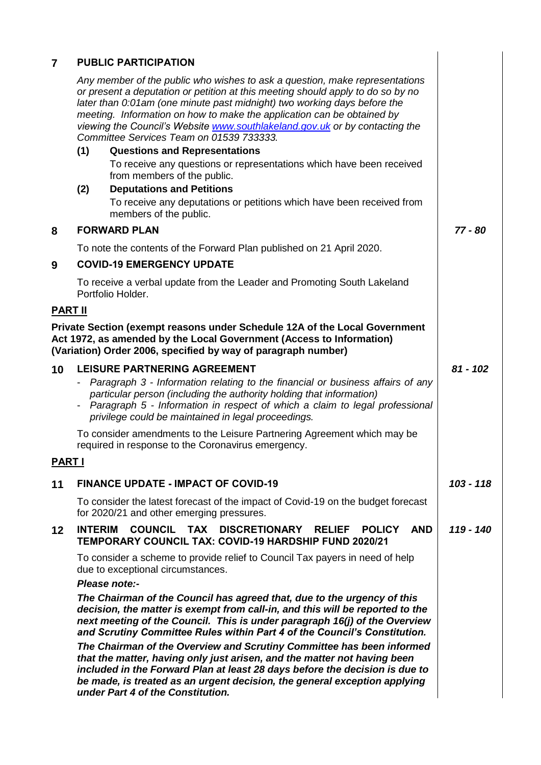## 7 PUBLIC PARTICIPATION

*Any member of the public who wishes to ask a question, make representations or present a deputation or petition at this meeting should apply to do so by no later than 0:01am (one minute past midnight) two working days before the meeting. Information on how to make the application can be obtained by viewing the Council's Website [www.southlakeland.gov.uk](www.southlakeland.gov.uk) or by contacting the Committee Services Team on 01539 733333.*

**(1) Questions and Representations**

To receive any questions or representations which have been received from members of the public.

**(2) Deputations and Petitions**

To receive any deputations or petitions which have been received from members of the public.

## 8 FORWARD PLAN — *77 - 80*

To note the contents of the Forward Plan published on 21 April 2020.

## 9 COVID-19 EMERGENCY UPDATE

To receive a verbal update from the Leader and Promoting South Lakeland Portfolio Holder.

**PART II**

**Private Section (exempt reasons under Schedule 12A of the Local Government Act 1972, as amended by the Local Government (Access to Information) (Variation) Order 2006, specified by way of paragraph number)**

## 10 LEISURE PARTNERING AGREEMENT — *81 - 102*

- *Paragraph 3 - Information relating to the financial or business affairs of any particular person (including the authority holding that information)*
- *Paragraph 5 - Information in respect of which a claim to legal professional privilege could be maintained in legal proceedings.*

To consider amendments to the Leisure Partnering Agreement which may be required in response to the Coronavirus emergency.

**PART I**

## 11 FINANCE UPDATE - IMPACT OF COVID-19 — *103 - 118*

To consider the latest forecast of the impact of Covid-19 on the budget forecast for 2020/21 and other emerging pressures.

## 12 INTERIM COUNCIL TAX DISCRETIONARY RELIEF POLICY AND TEMPORARY COUNCIL TAX: COVID-19 HARDSHIP FUND 2020/21 — *119 - 140*

To consider a scheme to provide relief to Council Tax payers in need of help due to exceptional circumstances.

***Please note:-***

***The Chairman of the Council has agreed that, due to the urgency of this decision, the matter is exempt from call-in, and this will be reported to the next meeting of the Council. This is under paragraph 16(j) of the Overview and Scrutiny Committee Rules within Part 4 of the Council's Constitution.***

***The Chairman of the Overview and Scrutiny Committee has been informed that the matter, having only just arisen, and the matter not having been included in the Forward Plan at least 28 days before the decision is due to be made, is treated as an urgent decision, the general exception applying under Part 4 of the Constitution.***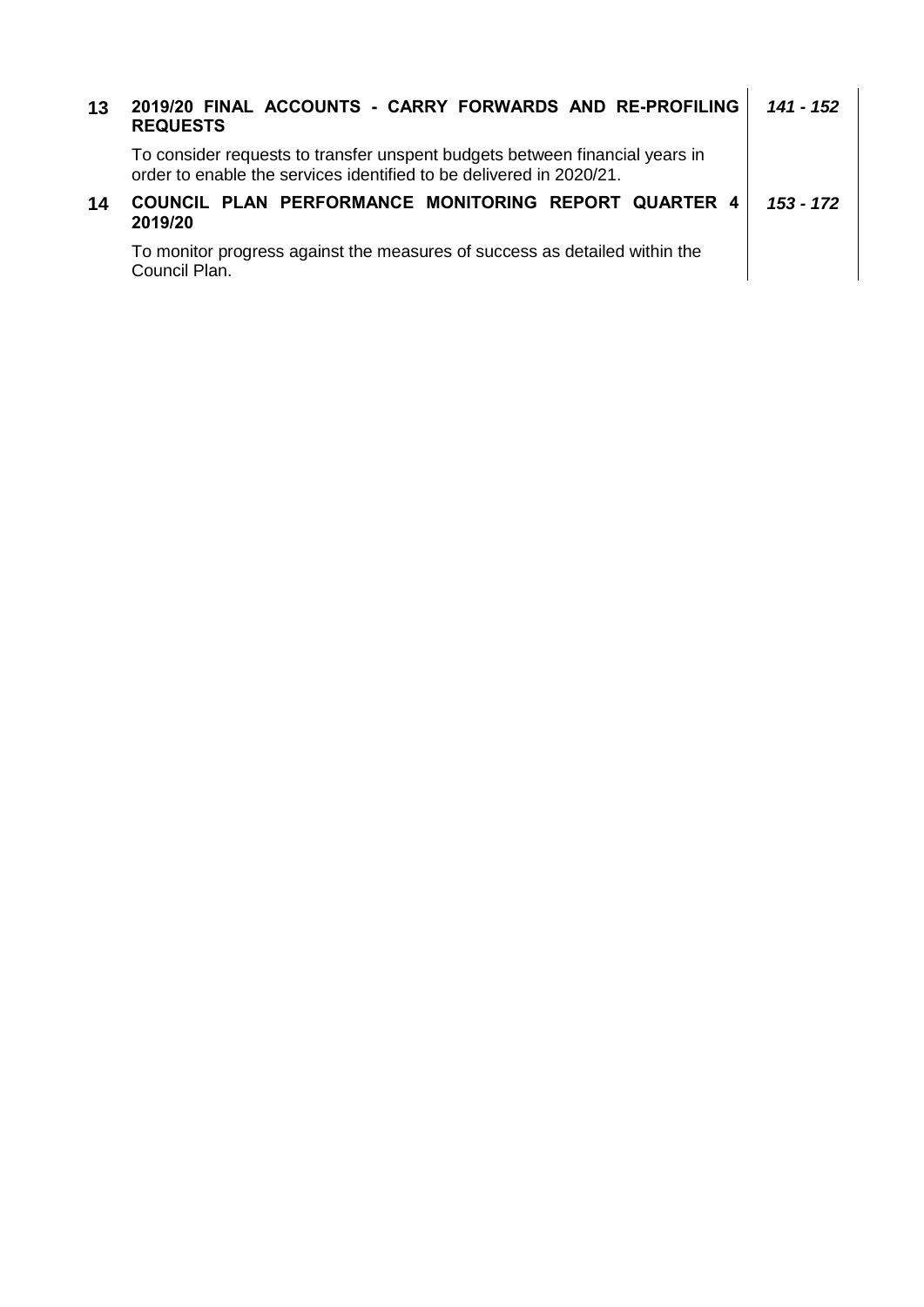| | | |
|---|---|---|
| **13** | **2019/20 FINAL ACCOUNTS - CARRY FORWARDS AND RE-PROFILING REQUESTS**<br><br>To consider requests to transfer unspent budgets between financial years in order to enable the services identified to be delivered in 2020/21. | ***141 - 152*** |
| **14** | **COUNCIL PLAN PERFORMANCE MONITORING REPORT QUARTER 4 2019/20**<br><br>To monitor progress against the measures of success as detailed within the Council Plan. | ***153 - 172*** |